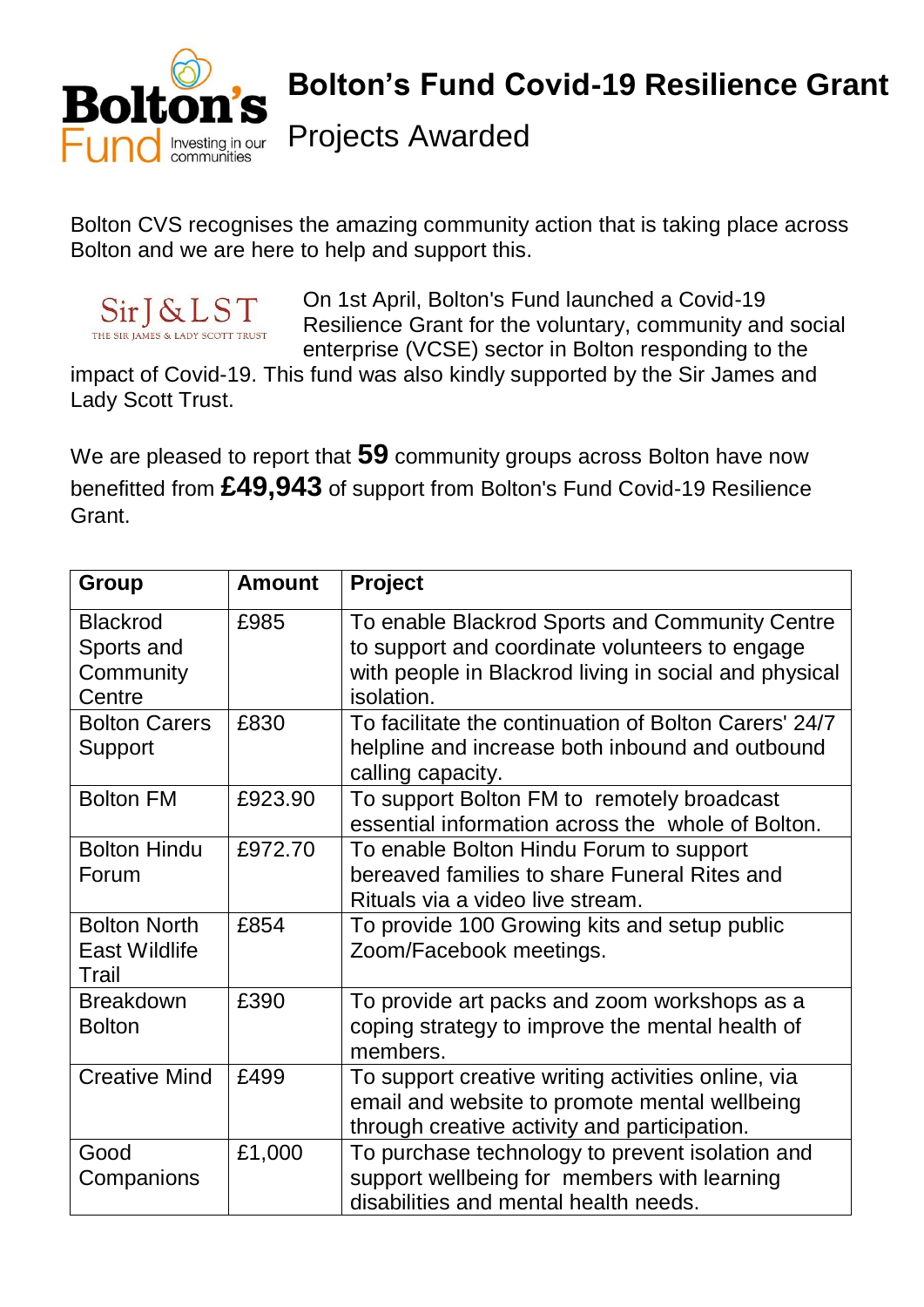# Bolton's Fund Covid-19 Resilience Grant

## Projects Awarded

Bolton CVS recognises the amazing community action that is taking place across Bolton and we are here to help and support this.

On 1st April, Bolton's Fund launched a Covid-19 Resilience Grant for the voluntary, community and social enterprise (VCSE) sector in Bolton responding to the impact of Covid-19. This fund was also kindly supported by the Sir James and Lady Scott Trust.

We are pleased to report that **59** community groups across Bolton have now benefitted from **£49,943** of support from Bolton's Fund Covid-19 Resilience Grant.

| Group | Amount | Project |
|---|---|---|
| Blackrod Sports and Community Centre | £985 | To enable Blackrod Sports and Community Centre to support and coordinate volunteers to engage with people in Blackrod living in social and physical isolation. |
| Bolton Carers Support | £830 | To facilitate the continuation of Bolton Carers' 24/7 helpline and increase both inbound and outbound calling capacity. |
| Bolton FM | £923.90 | To support Bolton FM to remotely broadcast essential information across the whole of Bolton. |
| Bolton Hindu Forum | £972.70 | To enable Bolton Hindu Forum to support bereaved families to share Funeral Rites and Rituals via a video live stream. |
| Bolton North East Wildlife Trail | £854 | To provide 100 Growing kits and setup public Zoom/Facebook meetings. |
| Breakdown Bolton | £390 | To provide art packs and zoom workshops as a coping strategy to improve the mental health of members. |
| Creative Mind | £499 | To support creative writing activities online, via email and website to promote mental wellbeing through creative activity and participation. |
| Good Companions | £1,000 | To purchase technology to prevent isolation and support wellbeing for members with learning disabilities and mental health needs. |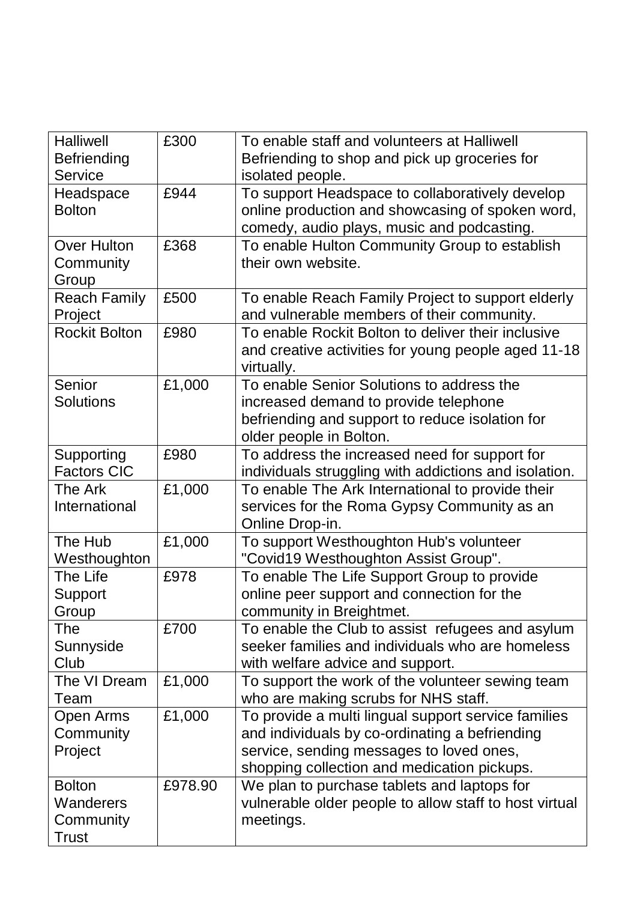| Halliwell Befriending Service | £300 | To enable staff and volunteers at Halliwell Befriending to shop and pick up groceries for isolated people. |
|---|---|---|
| Headspace Bolton | £944 | To support Headspace to collaboratively develop online production and showcasing of spoken word, comedy, audio plays, music and podcasting. |
| Over Hulton Community Group | £368 | To enable Hulton Community Group to establish their own website. |
| Reach Family Project | £500 | To enable Reach Family Project to support elderly and vulnerable members of their community. |
| Rockit Bolton | £980 | To enable Rockit Bolton to deliver their inclusive and creative activities for young people aged 11-18 virtually. |
| Senior Solutions | £1,000 | To enable Senior Solutions to address the increased demand to provide telephone befriending and support to reduce isolation for older people in Bolton. |
| Supporting Factors CIC | £980 | To address the increased need for support for individuals struggling with addictions and isolation. |
| The Ark International | £1,000 | To enable The Ark International to provide their services for the Roma Gypsy Community as an Online Drop-in. |
| The Hub Westhoughton | £1,000 | To support Westhoughton Hub's volunteer "Covid19 Westhoughton Assist Group". |
| The Life Support Group | £978 | To enable The Life Support Group to provide online peer support and connection for the community in Breightmet. |
| The Sunnyside Club | £700 | To enable the Club to assist refugees and asylum seeker families and individuals who are homeless with welfare advice and support. |
| The VI Dream Team | £1,000 | To support the work of the volunteer sewing team who are making scrubs for NHS staff. |
| Open Arms Community Project | £1,000 | To provide a multi lingual support service families and individuals by co-ordinating a befriending service, sending messages to loved ones, shopping collection and medication pickups. |
| Bolton Wanderers Community Trust | £978.90 | We plan to purchase tablets and laptops for vulnerable older people to allow staff to host virtual meetings. |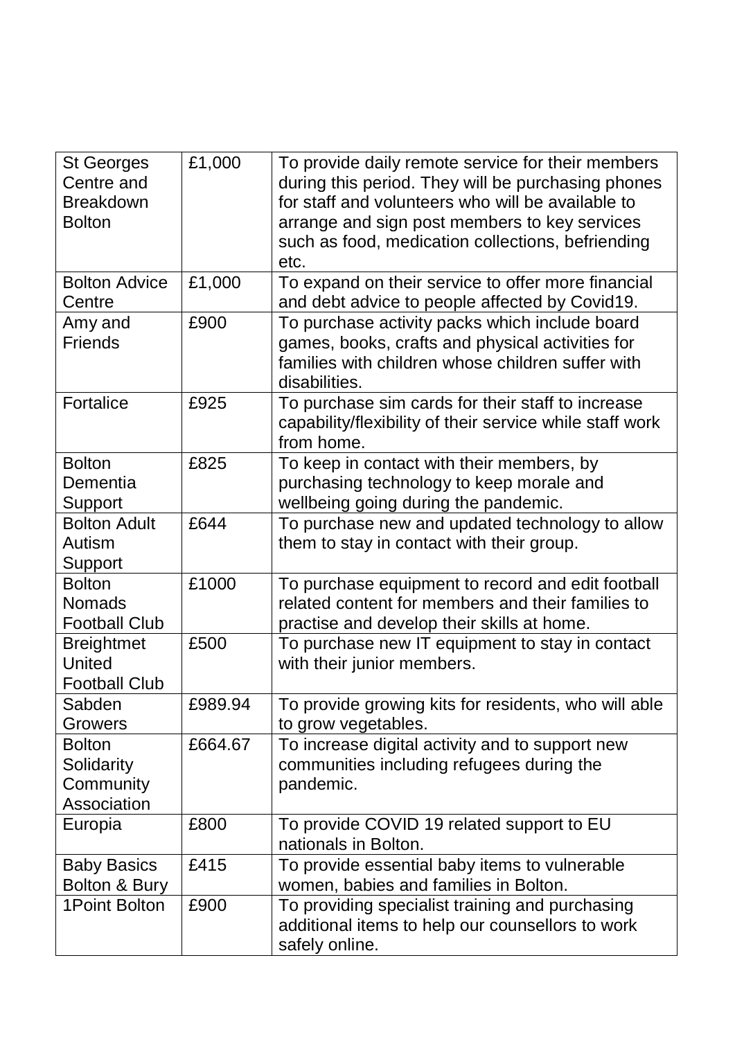| St Georges Centre and Breakdown Bolton | £1,000 | To provide daily remote service for their members during this period. They will be purchasing phones for staff and volunteers who will be available to arrange and sign post members to key services such as food, medication collections, befriending etc. |
|---|---|---|
| Bolton Advice Centre | £1,000 | To expand on their service to offer more financial and debt advice to people affected by Covid19. |
| Amy and Friends | £900 | To purchase activity packs which include board games, books, crafts and physical activities for families with children whose children suffer with disabilities. |
| Fortalice | £925 | To purchase sim cards for their staff to increase capability/flexibility of their service while staff work from home. |
| Bolton Dementia Support | £825 | To keep in contact with their members, by purchasing technology to keep morale and wellbeing going during the pandemic. |
| Bolton Adult Autism Support | £644 | To purchase new and updated technology to allow them to stay in contact with their group. |
| Bolton Nomads Football Club | £1000 | To purchase equipment to record and edit football related content for members and their families to practise and develop their skills at home. |
| Breightmet United Football Club | £500 | To purchase new IT equipment to stay in contact with their junior members. |
| Sabden Growers | £989.94 | To provide growing kits for residents, who will able to grow vegetables. |
| Bolton Solidarity Community Association | £664.67 | To increase digital activity and to support new communities including refugees during the pandemic. |
| Europia | £800 | To provide COVID 19 related support to EU nationals in Bolton. |
| Baby Basics Bolton & Bury | £415 | To provide essential baby items to vulnerable women, babies and families in Bolton. |
| 1Point Bolton | £900 | To providing specialist training and purchasing additional items to help our counsellors to work safely online. |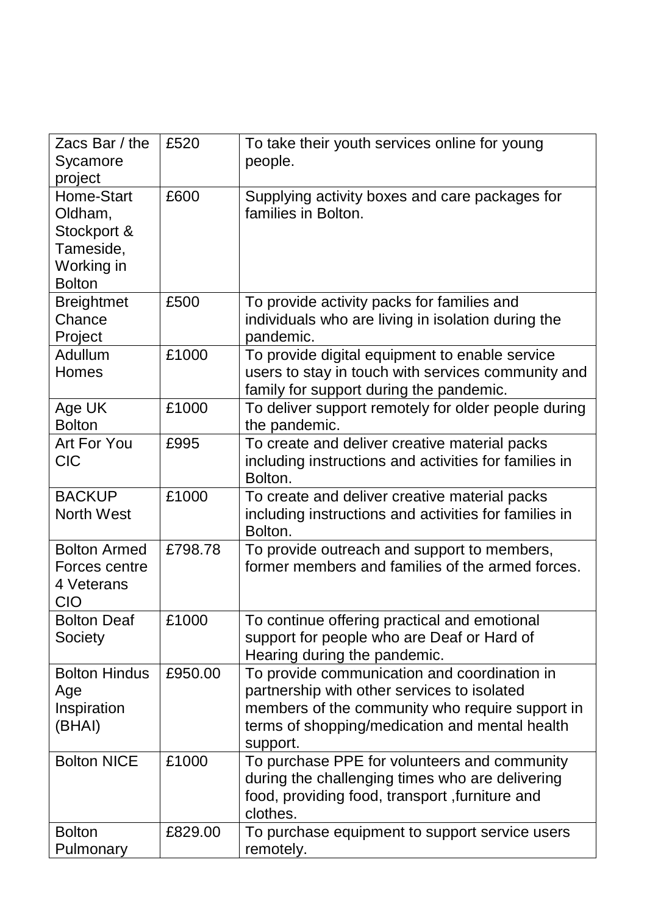| Zacs Bar / the Sycamore project | £520 | To take their youth services online for young people. |
|---|---|---|
| Home-Start Oldham, Stockport & Tameside, Working in Bolton | £600 | Supplying activity boxes and care packages for families in Bolton. |
| Breightmet Chance Project | £500 | To provide activity packs for families and individuals who are living in isolation during the pandemic. |
| Adullum Homes | £1000 | To provide digital equipment to enable service users to stay in touch with services community and family for support during the pandemic. |
| Age UK Bolton | £1000 | To deliver support remotely for older people during the pandemic. |
| Art For You CIC | £995 | To create and deliver creative material packs including instructions and activities for families in Bolton. |
| BACKUP North West | £1000 | To create and deliver creative material packs including instructions and activities for families in Bolton. |
| Bolton Armed Forces centre 4 Veterans CIO | £798.78 | To provide outreach and support to members, former members and families of the armed forces. |
| Bolton Deaf Society | £1000 | To continue offering practical and emotional support for people who are Deaf or Hard of Hearing during the pandemic. |
| Bolton Hindus Age Inspiration (BHAI) | £950.00 | To provide communication and coordination in partnership with other services to isolated members of the community who require support in terms of shopping/medication and mental health support. |
| Bolton NICE | £1000 | To purchase PPE for volunteers and community during the challenging times who are delivering food, providing food, transport ,furniture and clothes. |
| Bolton Pulmonary | £829.00 | To purchase equipment to support service users remotely. |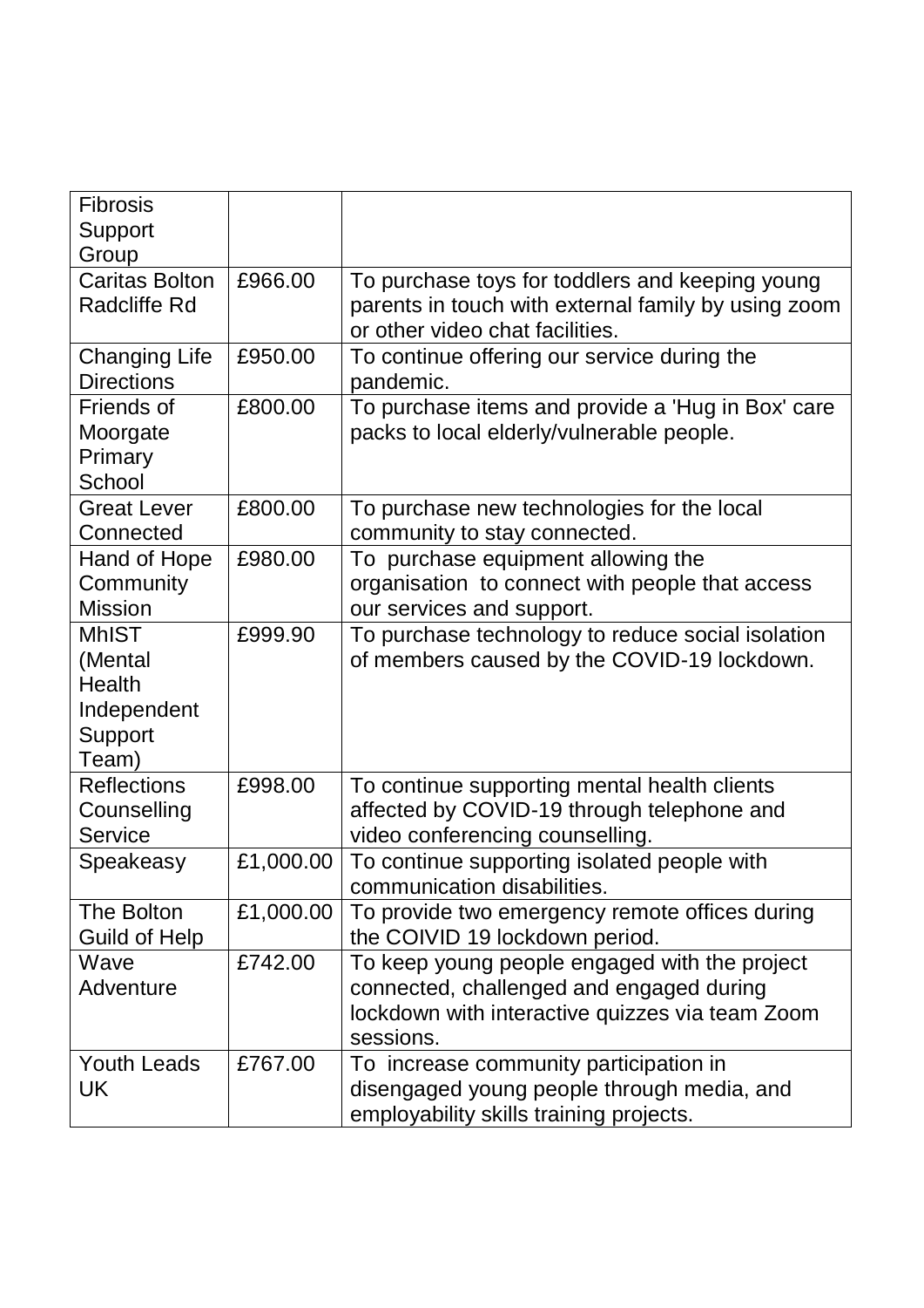| | | |
|---|---|---|
| Fibrosis Support Group | | |
| Caritas Bolton Radcliffe Rd | £966.00 | To purchase toys for toddlers and keeping young parents in touch with external family by using zoom or other video chat facilities. |
| Changing Life Directions | £950.00 | To continue offering our service during the pandemic. |
| Friends of Moorgate Primary School | £800.00 | To purchase items and provide a 'Hug in Box' care packs to local elderly/vulnerable people. |
| Great Lever Connected | £800.00 | To purchase new technologies for the local community to stay connected. |
| Hand of Hope Community Mission | £980.00 | To purchase equipment allowing the organisation to connect with people that access our services and support. |
| MhIST (Mental Health Independent Support Team) | £999.90 | To purchase technology to reduce social isolation of members caused by the COVID-19 lockdown. |
| Reflections Counselling Service | £998.00 | To continue supporting mental health clients affected by COVID-19 through telephone and video conferencing counselling. |
| Speakeasy | £1,000.00 | To continue supporting isolated people with communication disabilities. |
| The Bolton Guild of Help | £1,000.00 | To provide two emergency remote offices during the COIVID 19 lockdown period. |
| Wave Adventure | £742.00 | To keep young people engaged with the project connected, challenged and engaged during lockdown with interactive quizzes via team Zoom sessions. |
| Youth Leads UK | £767.00 | To increase community participation in disengaged young people through media, and employability skills training projects. |